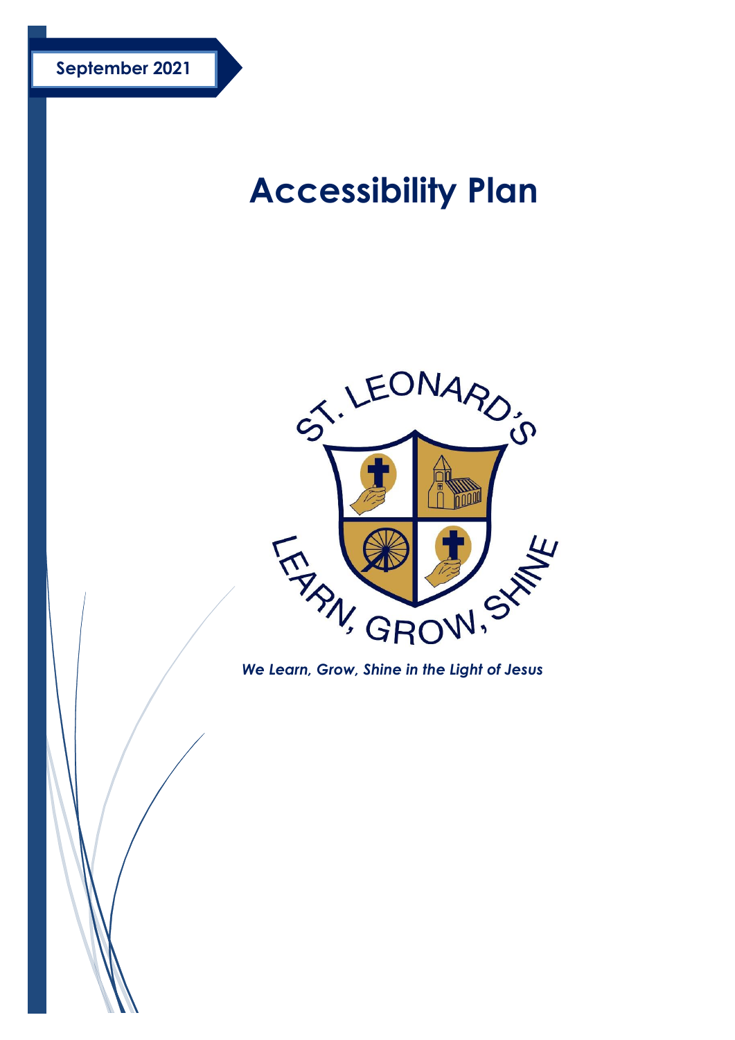September 2021

# Accessibility Plan

*We Learn, Grow, Shine in the Light of Jesus*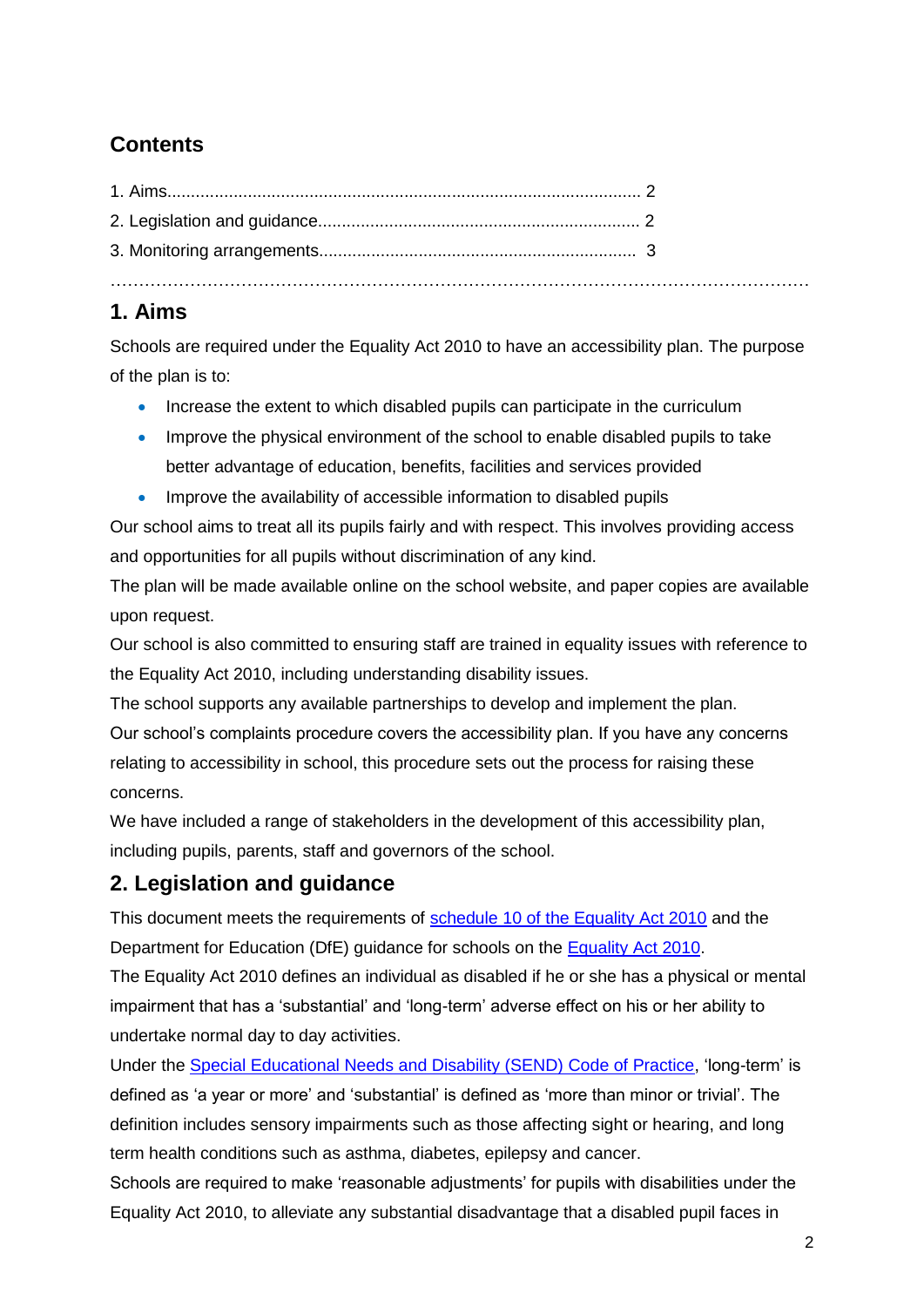## Contents

1. Aims.................................................................................................... 2
2. Legislation and guidance.................................................................... 2
3. Monitoring arrangements.................................................................. 3

…………………………………………………………………………………………………………

## 1. Aims

Schools are required under the Equality Act 2010 to have an accessibility plan. The purpose of the plan is to:

- Increase the extent to which disabled pupils can participate in the curriculum
- Improve the physical environment of the school to enable disabled pupils to take better advantage of education, benefits, facilities and services provided
- Improve the availability of accessible information to disabled pupils

Our school aims to treat all its pupils fairly and with respect. This involves providing access and opportunities for all pupils without discrimination of any kind.

The plan will be made available online on the school website, and paper copies are available upon request.

Our school is also committed to ensuring staff are trained in equality issues with reference to the Equality Act 2010, including understanding disability issues.

The school supports any available partnerships to develop and implement the plan.

Our school's complaints procedure covers the accessibility plan. If you have any concerns relating to accessibility in school, this procedure sets out the process for raising these concerns.

We have included a range of stakeholders in the development of this accessibility plan, including pupils, parents, staff and governors of the school.

## 2. Legislation and guidance

This document meets the requirements of schedule 10 of the Equality Act 2010 and the Department for Education (DfE) guidance for schools on the Equality Act 2010.

The Equality Act 2010 defines an individual as disabled if he or she has a physical or mental impairment that has a 'substantial' and 'long-term' adverse effect on his or her ability to undertake normal day to day activities.

Under the Special Educational Needs and Disability (SEND) Code of Practice, 'long-term' is defined as 'a year or more' and 'substantial' is defined as 'more than minor or trivial'. The definition includes sensory impairments such as those affecting sight or hearing, and long term health conditions such as asthma, diabetes, epilepsy and cancer.

Schools are required to make 'reasonable adjustments' for pupils with disabilities under the Equality Act 2010, to alleviate any substantial disadvantage that a disabled pupil faces in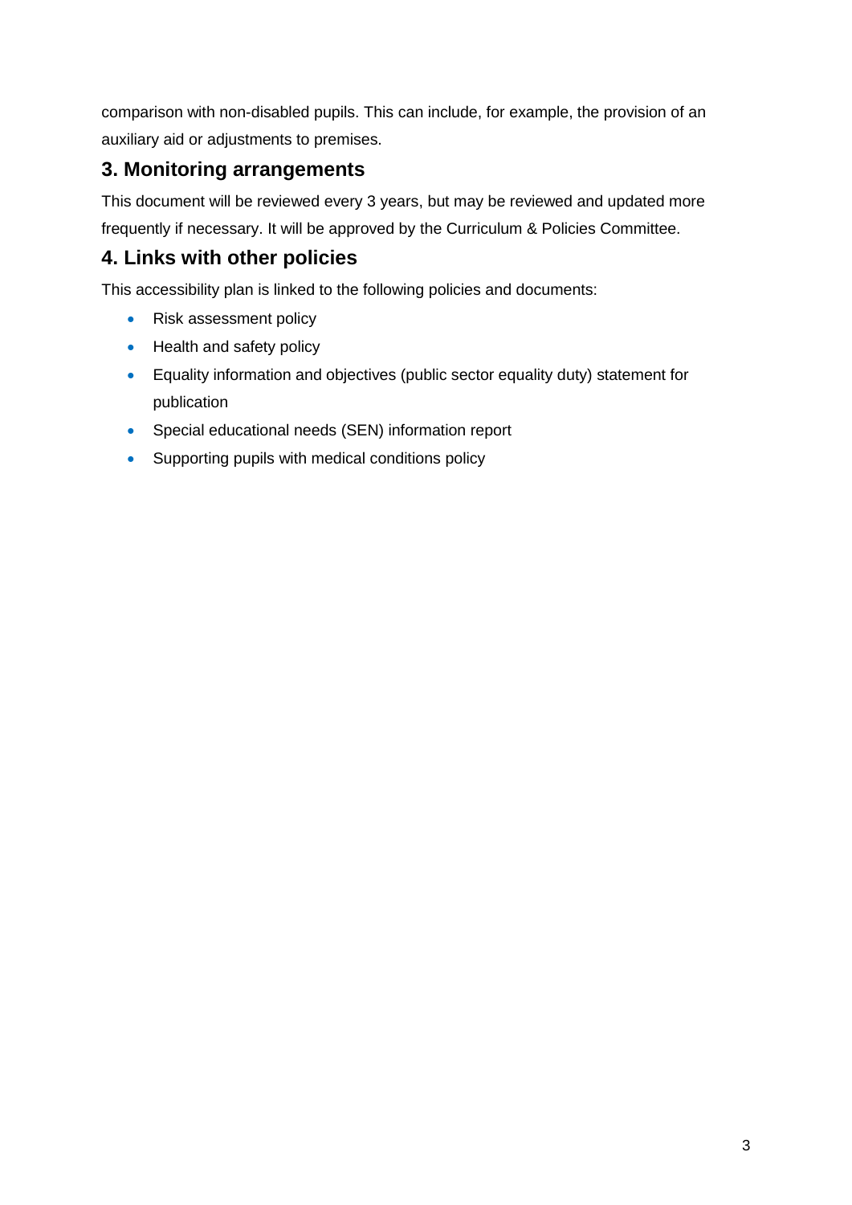comparison with non-disabled pupils. This can include, for example, the provision of an auxiliary aid or adjustments to premises.

## 3. Monitoring arrangements

This document will be reviewed every 3 years, but may be reviewed and updated more frequently if necessary. It will be approved by the Curriculum & Policies Committee.

## 4. Links with other policies

This accessibility plan is linked to the following policies and documents:

- Risk assessment policy
- Health and safety policy
- Equality information and objectives (public sector equality duty) statement for publication
- Special educational needs (SEN) information report
- Supporting pupils with medical conditions policy